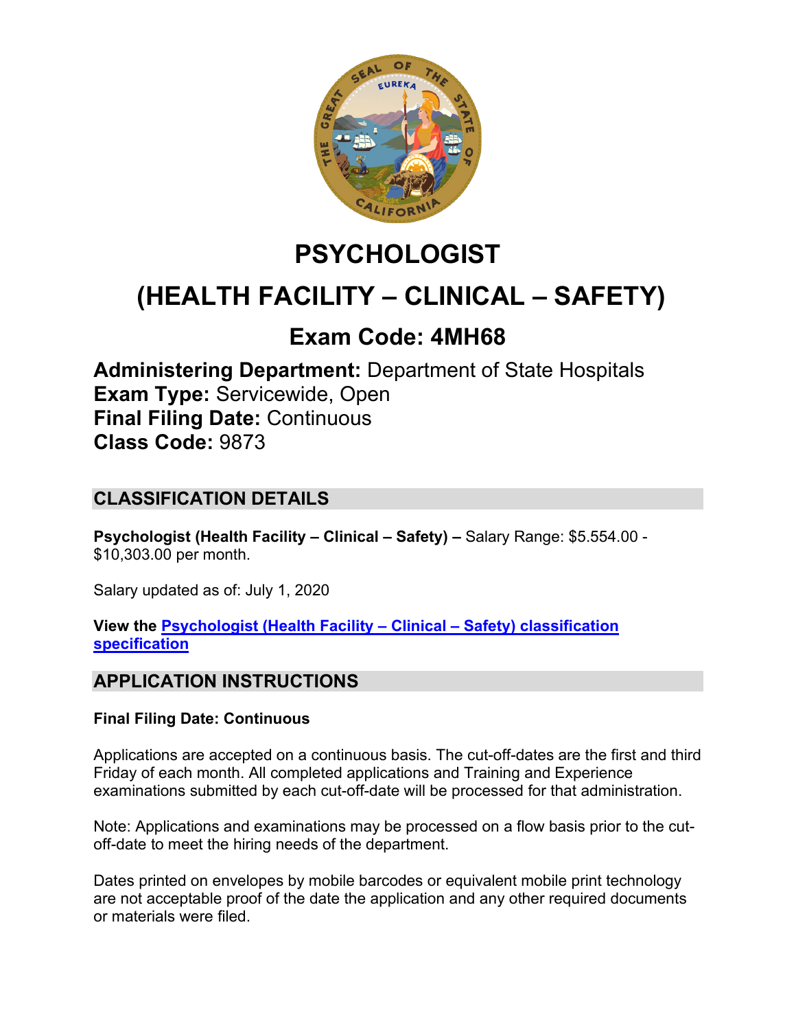# PSYCHOLOGIST

# (HEALTH FACILITY – CLINICAL – SAFETY)

## Exam Code: 4MH68

**Administering Department:** Department of State Hospitals
**Exam Type:** Servicewide, Open
**Final Filing Date:** Continuous
**Class Code:** 9873

## CLASSIFICATION DETAILS

**Psychologist (Health Facility – Clinical – Safety) –** Salary Range: $5.554.00 - $10,303.00 per month.

Salary updated as of: July 1, 2020

**View the Psychologist (Health Facility – Clinical – Safety) classification specification**

## APPLICATION INSTRUCTIONS

**Final Filing Date: Continuous**

Applications are accepted on a continuous basis. The cut-off-dates are the first and third Friday of each month. All completed applications and Training and Experience examinations submitted by each cut-off-date will be processed for that administration.

Note: Applications and examinations may be processed on a flow basis prior to the cut-off-date to meet the hiring needs of the department.

Dates printed on envelopes by mobile barcodes or equivalent mobile print technology are not acceptable proof of the date the application and any other required documents or materials were filed.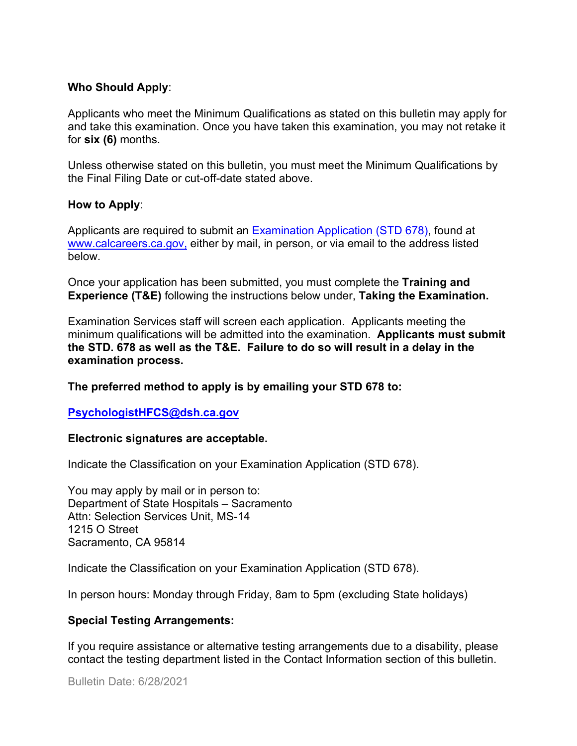**Who Should Apply**:

Applicants who meet the Minimum Qualifications as stated on this bulletin may apply for and take this examination. Once you have taken this examination, you may not retake it for **six (6)** months.

Unless otherwise stated on this bulletin, you must meet the Minimum Qualifications by the Final Filing Date or cut-off-date stated above.

**How to Apply**:

Applicants are required to submit an [Examination Application (STD 678)](), found at [www.calcareers.ca.gov,]() either by mail, in person, or via email to the address listed below.

Once your application has been submitted, you must complete the **Training and Experience (T&E)** following the instructions below under, **Taking the Examination.**

Examination Services staff will screen each application. Applicants meeting the minimum qualifications will be admitted into the examination. **Applicants must submit the STD. 678 as well as the T&E. Failure to do so will result in a delay in the examination process.**

**The preferred method to apply is by emailing your STD 678 to:**

**[PsychologistHFCS@dsh.ca.gov]()**

**Electronic signatures are acceptable.**

Indicate the Classification on your Examination Application (STD 678).

You may apply by mail or in person to:
Department of State Hospitals – Sacramento
Attn: Selection Services Unit, MS-14
1215 O Street
Sacramento, CA 95814

Indicate the Classification on your Examination Application (STD 678).

In person hours: Monday through Friday, 8am to 5pm (excluding State holidays)

**Special Testing Arrangements:**

If you require assistance or alternative testing arrangements due to a disability, please contact the testing department listed in the Contact Information section of this bulletin.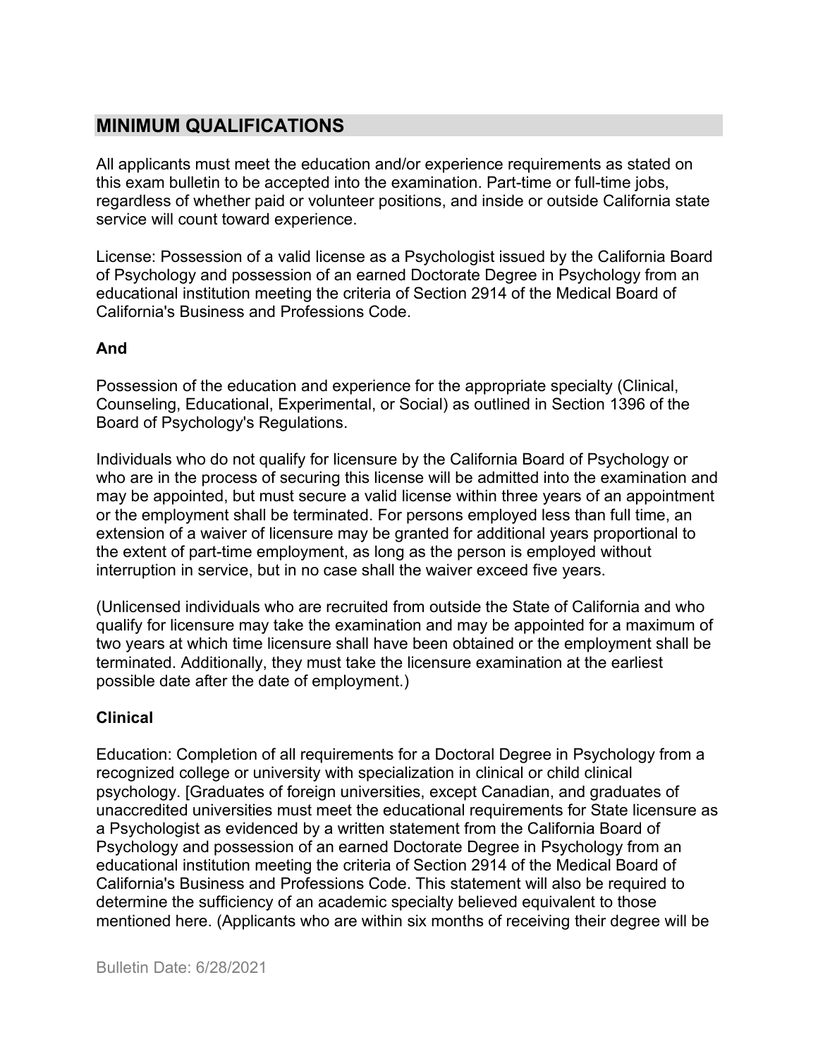## MINIMUM QUALIFICATIONS

All applicants must meet the education and/or experience requirements as stated on this exam bulletin to be accepted into the examination. Part-time or full-time jobs, regardless of whether paid or volunteer positions, and inside or outside California state service will count toward experience.

License: Possession of a valid license as a Psychologist issued by the California Board of Psychology and possession of an earned Doctorate Degree in Psychology from an educational institution meeting the criteria of Section 2914 of the Medical Board of California's Business and Professions Code.

**And**

Possession of the education and experience for the appropriate specialty (Clinical, Counseling, Educational, Experimental, or Social) as outlined in Section 1396 of the Board of Psychology's Regulations.

Individuals who do not qualify for licensure by the California Board of Psychology or who are in the process of securing this license will be admitted into the examination and may be appointed, but must secure a valid license within three years of an appointment or the employment shall be terminated. For persons employed less than full time, an extension of a waiver of licensure may be granted for additional years proportional to the extent of part-time employment, as long as the person is employed without interruption in service, but in no case shall the waiver exceed five years.

(Unlicensed individuals who are recruited from outside the State of California and who qualify for licensure may take the examination and may be appointed for a maximum of two years at which time licensure shall have been obtained or the employment shall be terminated. Additionally, they must take the licensure examination at the earliest possible date after the date of employment.)

**Clinical**

Education: Completion of all requirements for a Doctoral Degree in Psychology from a recognized college or university with specialization in clinical or child clinical psychology. [Graduates of foreign universities, except Canadian, and graduates of unaccredited universities must meet the educational requirements for State licensure as a Psychologist as evidenced by a written statement from the California Board of Psychology and possession of an earned Doctorate Degree in Psychology from an educational institution meeting the criteria of Section 2914 of the Medical Board of California's Business and Professions Code. This statement will also be required to determine the sufficiency of an academic specialty believed equivalent to those mentioned here. (Applicants who are within six months of receiving their degree will be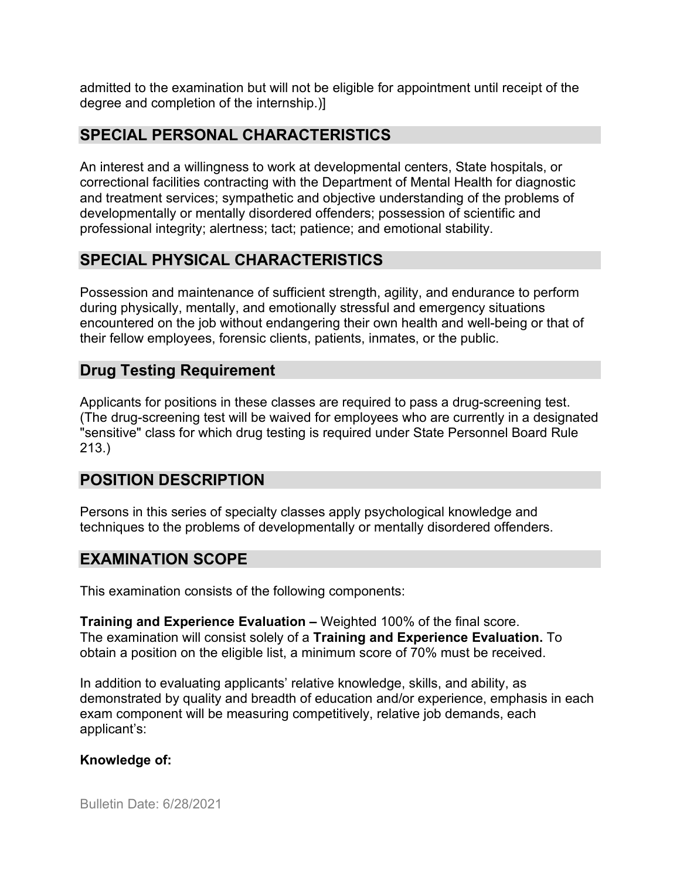admitted to the examination but will not be eligible for appointment until receipt of the degree and completion of the internship.)]

## SPECIAL PERSONAL CHARACTERISTICS

An interest and a willingness to work at developmental centers, State hospitals, or correctional facilities contracting with the Department of Mental Health for diagnostic and treatment services; sympathetic and objective understanding of the problems of developmentally or mentally disordered offenders; possession of scientific and professional integrity; alertness; tact; patience; and emotional stability.

## SPECIAL PHYSICAL CHARACTERISTICS

Possession and maintenance of sufficient strength, agility, and endurance to perform during physically, mentally, and emotionally stressful and emergency situations encountered on the job without endangering their own health and well-being or that of their fellow employees, forensic clients, patients, inmates, or the public.

## Drug Testing Requirement

Applicants for positions in these classes are required to pass a drug-screening test. (The drug-screening test will be waived for employees who are currently in a designated "sensitive" class for which drug testing is required under State Personnel Board Rule 213.)

## POSITION DESCRIPTION

Persons in this series of specialty classes apply psychological knowledge and techniques to the problems of developmentally or mentally disordered offenders.

## EXAMINATION SCOPE

This examination consists of the following components:

**Training and Experience Evaluation –** Weighted 100% of the final score.
The examination will consist solely of a **Training and Experience Evaluation.** To obtain a position on the eligible list, a minimum score of 70% must be received.

In addition to evaluating applicants' relative knowledge, skills, and ability, as demonstrated by quality and breadth of education and/or experience, emphasis in each exam component will be measuring competitively, relative job demands, each applicant's:

**Knowledge of:**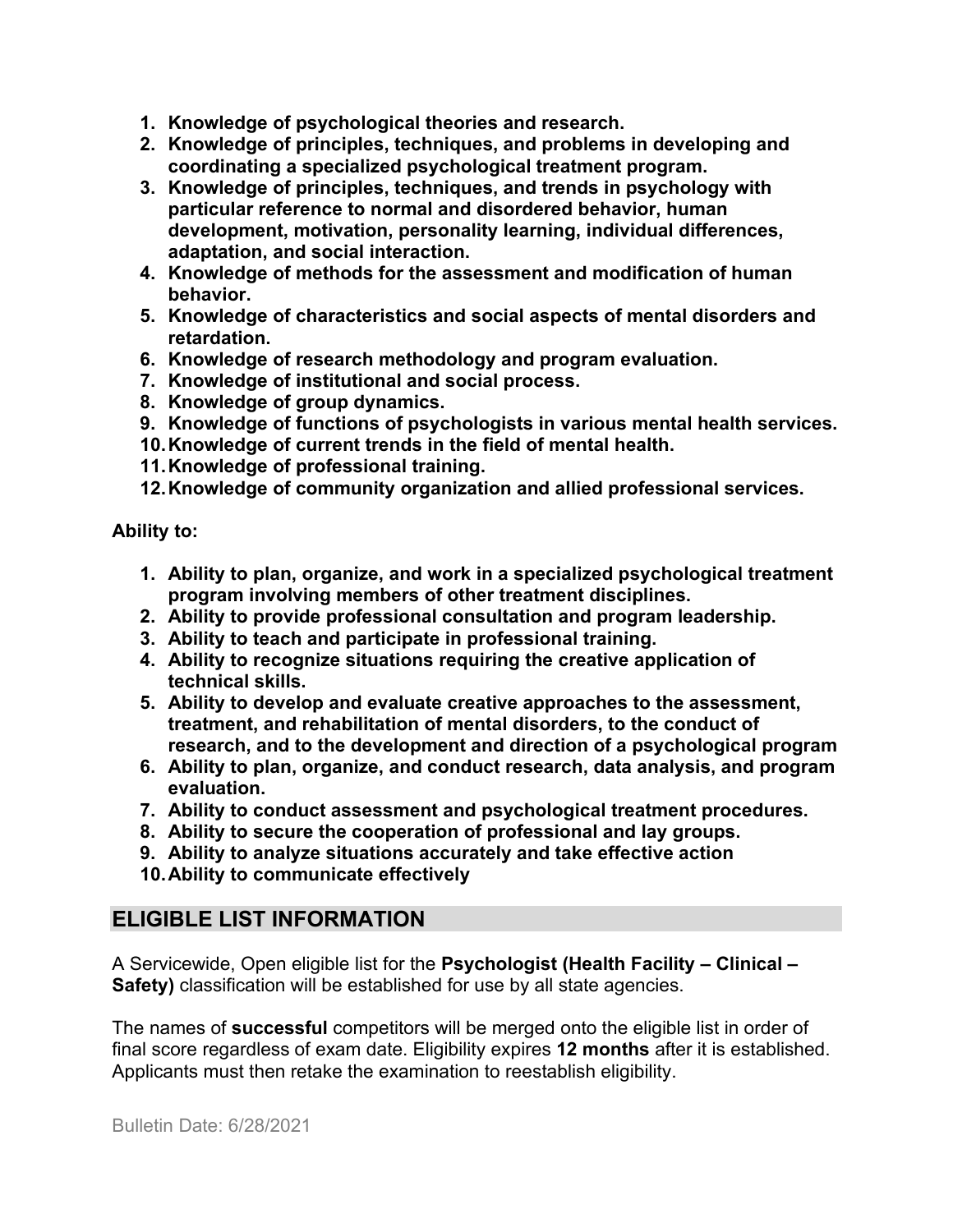1. **Knowledge of psychological theories and research.**
2. **Knowledge of principles, techniques, and problems in developing and coordinating a specialized psychological treatment program.**
3. **Knowledge of principles, techniques, and trends in psychology with particular reference to normal and disordered behavior, human development, motivation, personality learning, individual differences, adaptation, and social interaction.**
4. **Knowledge of methods for the assessment and modification of human behavior.**
5. **Knowledge of characteristics and social aspects of mental disorders and retardation.**
6. **Knowledge of research methodology and program evaluation.**
7. **Knowledge of institutional and social process.**
8. **Knowledge of group dynamics.**
9. **Knowledge of functions of psychologists in various mental health services.**
10. **Knowledge of current trends in the field of mental health.**
11. **Knowledge of professional training.**
12. **Knowledge of community organization and allied professional services.**

**Ability to:**

1. **Ability to plan, organize, and work in a specialized psychological treatment program involving members of other treatment disciplines.**
2. **Ability to provide professional consultation and program leadership.**
3. **Ability to teach and participate in professional training.**
4. **Ability to recognize situations requiring the creative application of technical skills.**
5. **Ability to develop and evaluate creative approaches to the assessment, treatment, and rehabilitation of mental disorders, to the conduct of research, and to the development and direction of a psychological program**
6. **Ability to plan, organize, and conduct research, data analysis, and program evaluation.**
7. **Ability to conduct assessment and psychological treatment procedures.**
8. **Ability to secure the cooperation of professional and lay groups.**
9. **Ability to analyze situations accurately and take effective action**
10. **Ability to communicate effectively**

## ELIGIBLE LIST INFORMATION

A Servicewide, Open eligible list for the **Psychologist (Health Facility – Clinical – Safety)** classification will be established for use by all state agencies.

The names of **successful** competitors will be merged onto the eligible list in order of final score regardless of exam date. Eligibility expires **12 months** after it is established. Applicants must then retake the examination to reestablish eligibility.

Bulletin Date: 6/28/2021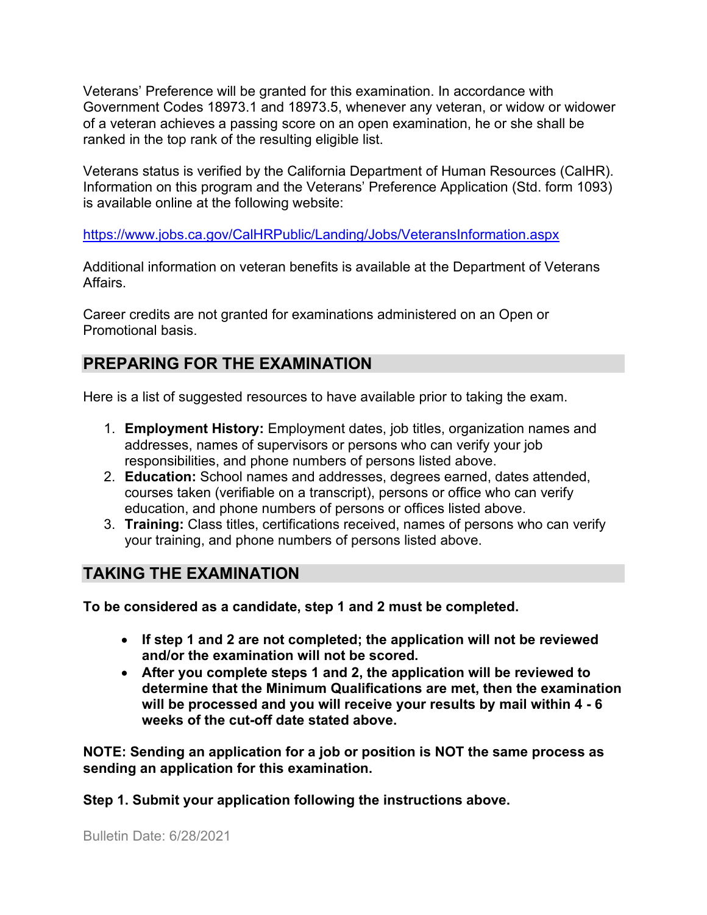Veterans' Preference will be granted for this examination. In accordance with Government Codes 18973.1 and 18973.5, whenever any veteran, or widow or widower of a veteran achieves a passing score on an open examination, he or she shall be ranked in the top rank of the resulting eligible list.

Veterans status is verified by the California Department of Human Resources (CalHR). Information on this program and the Veterans' Preference Application (Std. form 1093) is available online at the following website:

https://www.jobs.ca.gov/CalHRPublic/Landing/Jobs/VeteransInformation.aspx

Additional information on veteran benefits is available at the Department of Veterans Affairs.

Career credits are not granted for examinations administered on an Open or Promotional basis.

## PREPARING FOR THE EXAMINATION

Here is a list of suggested resources to have available prior to taking the exam.

1. **Employment History:** Employment dates, job titles, organization names and addresses, names of supervisors or persons who can verify your job responsibilities, and phone numbers of persons listed above.
2. **Education:** School names and addresses, degrees earned, dates attended, courses taken (verifiable on a transcript), persons or office who can verify education, and phone numbers of persons or offices listed above.
3. **Training:** Class titles, certifications received, names of persons who can verify your training, and phone numbers of persons listed above.

## TAKING THE EXAMINATION

**To be considered as a candidate, step 1 and 2 must be completed.**

- **If step 1 and 2 are not completed; the application will not be reviewed and/or the examination will not be scored.**
- **After you complete steps 1 and 2, the application will be reviewed to determine that the Minimum Qualifications are met, then the examination will be processed and you will receive your results by mail within 4 - 6 weeks of the cut-off date stated above.**

**NOTE: Sending an application for a job or position is NOT the same process as sending an application for this examination.**

**Step 1. Submit your application following the instructions above.**

Bulletin Date: 6/28/2021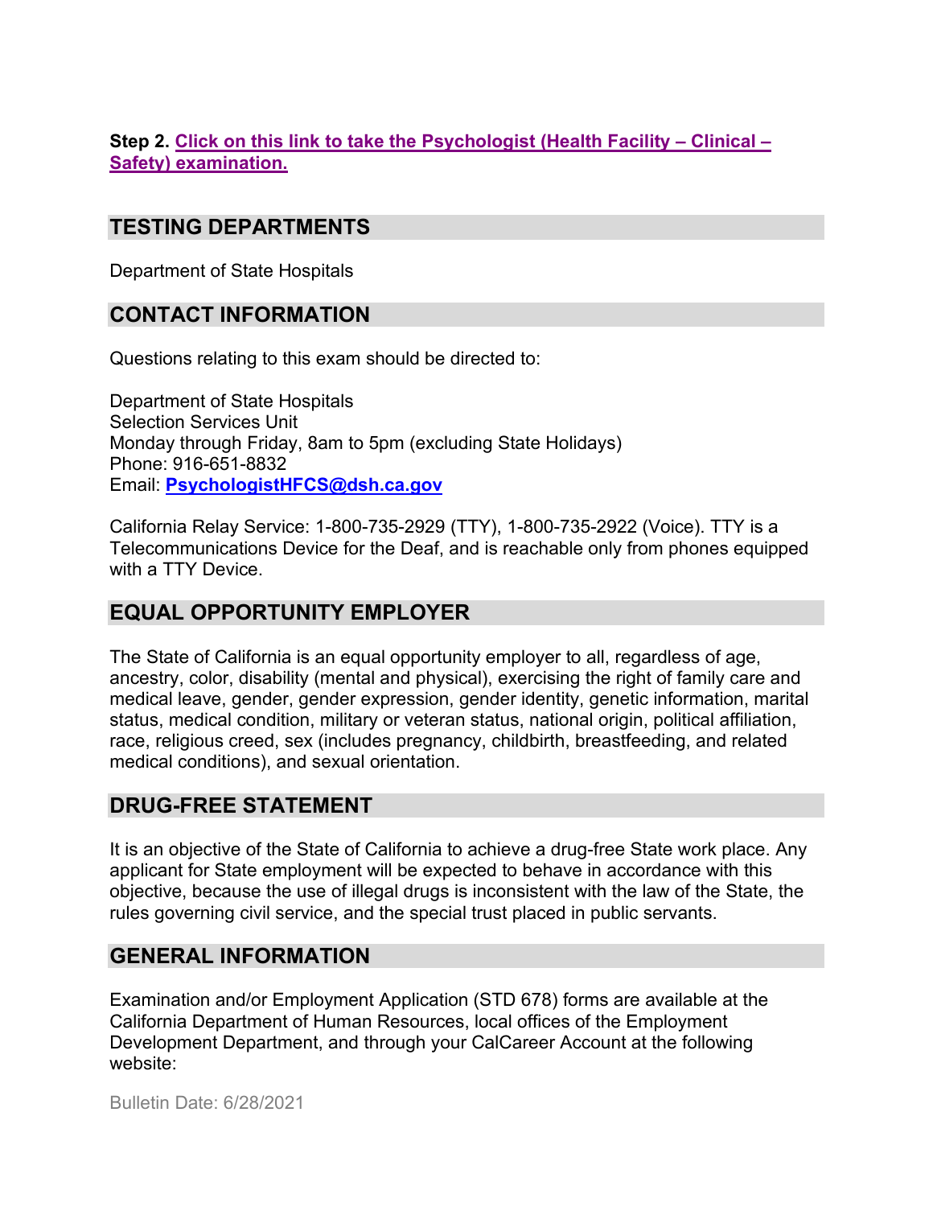**Step 2.** **[Click on this link to take the Psychologist (Health Facility – Clinical – Safety) examination.]**

## TESTING DEPARTMENTS

Department of State Hospitals

## CONTACT INFORMATION

Questions relating to this exam should be directed to:

Department of State Hospitals
Selection Services Unit
Monday through Friday, 8am to 5pm (excluding State Holidays)
Phone: 916-651-8832
Email: **PsychologistHFCS@dsh.ca.gov**

California Relay Service: 1-800-735-2929 (TTY), 1-800-735-2922 (Voice). TTY is a Telecommunications Device for the Deaf, and is reachable only from phones equipped with a TTY Device.

## EQUAL OPPORTUNITY EMPLOYER

The State of California is an equal opportunity employer to all, regardless of age, ancestry, color, disability (mental and physical), exercising the right of family care and medical leave, gender, gender expression, gender identity, genetic information, marital status, medical condition, military or veteran status, national origin, political affiliation, race, religious creed, sex (includes pregnancy, childbirth, breastfeeding, and related medical conditions), and sexual orientation.

## DRUG-FREE STATEMENT

It is an objective of the State of California to achieve a drug-free State work place. Any applicant for State employment will be expected to behave in accordance with this objective, because the use of illegal drugs is inconsistent with the law of the State, the rules governing civil service, and the special trust placed in public servants.

## GENERAL INFORMATION

Examination and/or Employment Application (STD 678) forms are available at the California Department of Human Resources, local offices of the Employment Development Department, and through your CalCareer Account at the following website:

Bulletin Date: 6/28/2021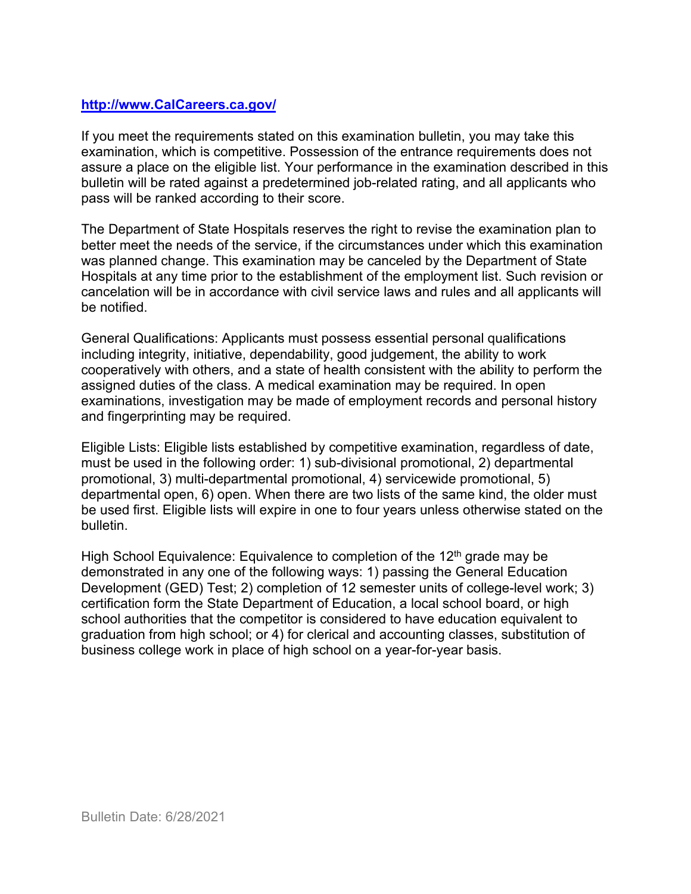http://www.CalCareers.ca.gov/

If you meet the requirements stated on this examination bulletin, you may take this examination, which is competitive. Possession of the entrance requirements does not assure a place on the eligible list. Your performance in the examination described in this bulletin will be rated against a predetermined job-related rating, and all applicants who pass will be ranked according to their score.

The Department of State Hospitals reserves the right to revise the examination plan to better meet the needs of the service, if the circumstances under which this examination was planned change. This examination may be canceled by the Department of State Hospitals at any time prior to the establishment of the employment list. Such revision or cancelation will be in accordance with civil service laws and rules and all applicants will be notified.

General Qualifications: Applicants must possess essential personal qualifications including integrity, initiative, dependability, good judgement, the ability to work cooperatively with others, and a state of health consistent with the ability to perform the assigned duties of the class. A medical examination may be required. In open examinations, investigation may be made of employment records and personal history and fingerprinting may be required.

Eligible Lists: Eligible lists established by competitive examination, regardless of date, must be used in the following order: 1) sub-divisional promotional, 2) departmental promotional, 3) multi-departmental promotional, 4) servicewide promotional, 5) departmental open, 6) open. When there are two lists of the same kind, the older must be used first. Eligible lists will expire in one to four years unless otherwise stated on the bulletin.

High School Equivalence: Equivalence to completion of the 12th grade may be demonstrated in any one of the following ways: 1) passing the General Education Development (GED) Test; 2) completion of 12 semester units of college-level work; 3) certification form the State Department of Education, a local school board, or high school authorities that the competitor is considered to have education equivalent to graduation from high school; or 4) for clerical and accounting classes, substitution of business college work in place of high school on a year-for-year basis.

Bulletin Date: 6/28/2021